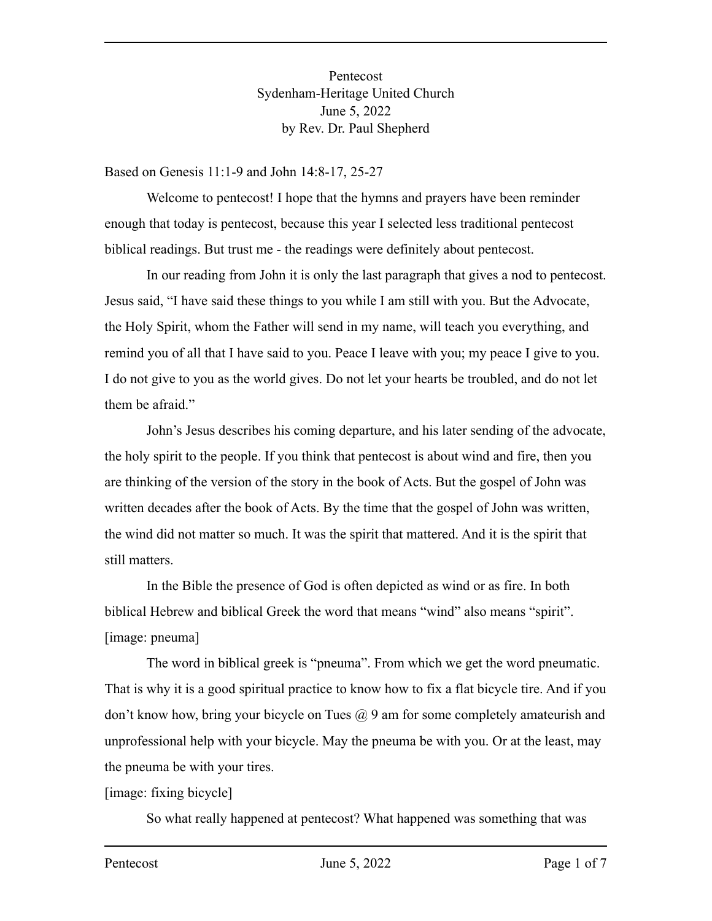Pentecost
Sydenham-Heritage United Church
June 5, 2022
by Rev. Dr. Paul Shepherd

Based on Genesis 11:1-9 and John 14:8-17, 25-27

Welcome to pentecost! I hope that the hymns and prayers have been reminder enough that today is pentecost, because this year I selected less traditional pentecost biblical readings. But trust me - the readings were definitely about pentecost.

In our reading from John it is only the last paragraph that gives a nod to pentecost. Jesus said, "I have said these things to you while I am still with you. But the Advocate, the Holy Spirit, whom the Father will send in my name, will teach you everything, and remind you of all that I have said to you. Peace I leave with you; my peace I give to you. I do not give to you as the world gives. Do not let your hearts be troubled, and do not let them be afraid."

John's Jesus describes his coming departure, and his later sending of the advocate, the holy spirit to the people. If you think that pentecost is about wind and fire, then you are thinking of the version of the story in the book of Acts. But the gospel of John was written decades after the book of Acts. By the time that the gospel of John was written, the wind did not matter so much. It was the spirit that mattered. And it is the spirit that still matters.

In the Bible the presence of God is often depicted as wind or as fire. In both biblical Hebrew and biblical Greek the word that means "wind" also means "spirit".
[image: pneuma]

The word in biblical greek is "pneuma". From which we get the word pneumatic. That is why it is a good spiritual practice to know how to fix a flat bicycle tire. And if you don't know how, bring your bicycle on Tues @ 9 am for some completely amateurish and unprofessional help with your bicycle. May the pneuma be with you. Or at the least, may the pneuma be with your tires.
[image: fixing bicycle]

So what really happened at pentecost? What happened was something that was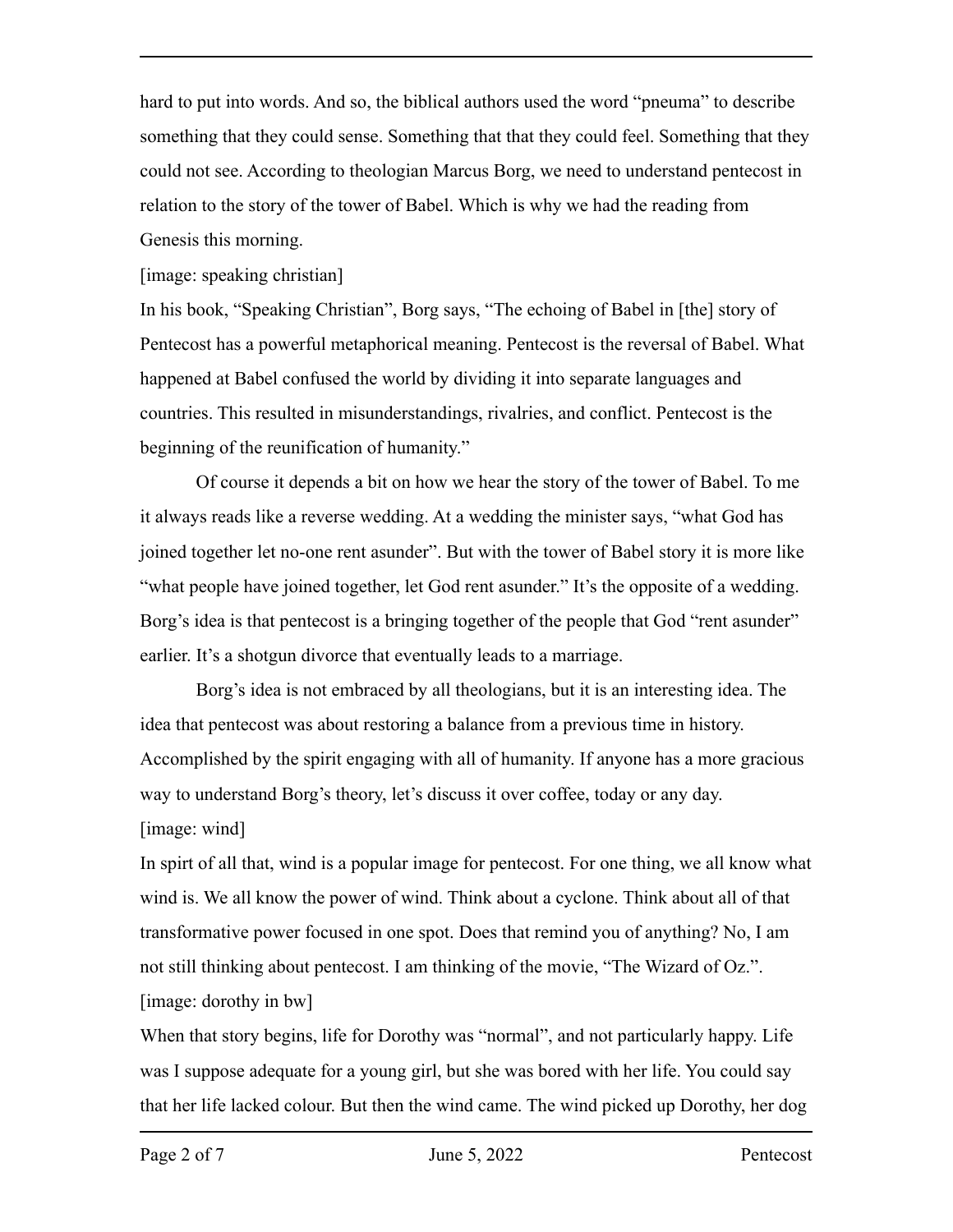hard to put into words. And so, the biblical authors used the word "pneuma" to describe something that they could sense. Something that that they could feel. Something that they could not see. According to theologian Marcus Borg, we need to understand pentecost in relation to the story of the tower of Babel. Which is why we had the reading from Genesis this morning.

[image: speaking christian]

In his book, "Speaking Christian", Borg says, "The echoing of Babel in [the] story of Pentecost has a powerful metaphorical meaning. Pentecost is the reversal of Babel. What happened at Babel confused the world by dividing it into separate languages and countries. This resulted in misunderstandings, rivalries, and conflict. Pentecost is the beginning of the reunification of humanity."

Of course it depends a bit on how we hear the story of the tower of Babel. To me it always reads like a reverse wedding. At a wedding the minister says, "what God has joined together let no-one rent asunder". But with the tower of Babel story it is more like "what people have joined together, let God rent asunder." It's the opposite of a wedding. Borg's idea is that pentecost is a bringing together of the people that God "rent asunder" earlier. It's a shotgun divorce that eventually leads to a marriage.

Borg's idea is not embraced by all theologians, but it is an interesting idea. The idea that pentecost was about restoring a balance from a previous time in history. Accomplished by the spirit engaging with all of humanity. If anyone has a more gracious way to understand Borg's theory, let's discuss it over coffee, today or any day.

[image: wind]

In spirt of all that, wind is a popular image for pentecost. For one thing, we all know what wind is. We all know the power of wind. Think about a cyclone. Think about all of that transformative power focused in one spot. Does that remind you of anything? No, I am not still thinking about pentecost. I am thinking of the movie, "The Wizard of Oz.".

[image: dorothy in bw]

When that story begins, life for Dorothy was "normal", and not particularly happy. Life was I suppose adequate for a young girl, but she was bored with her life. You could say that her life lacked colour. But then the wind came. The wind picked up Dorothy, her dog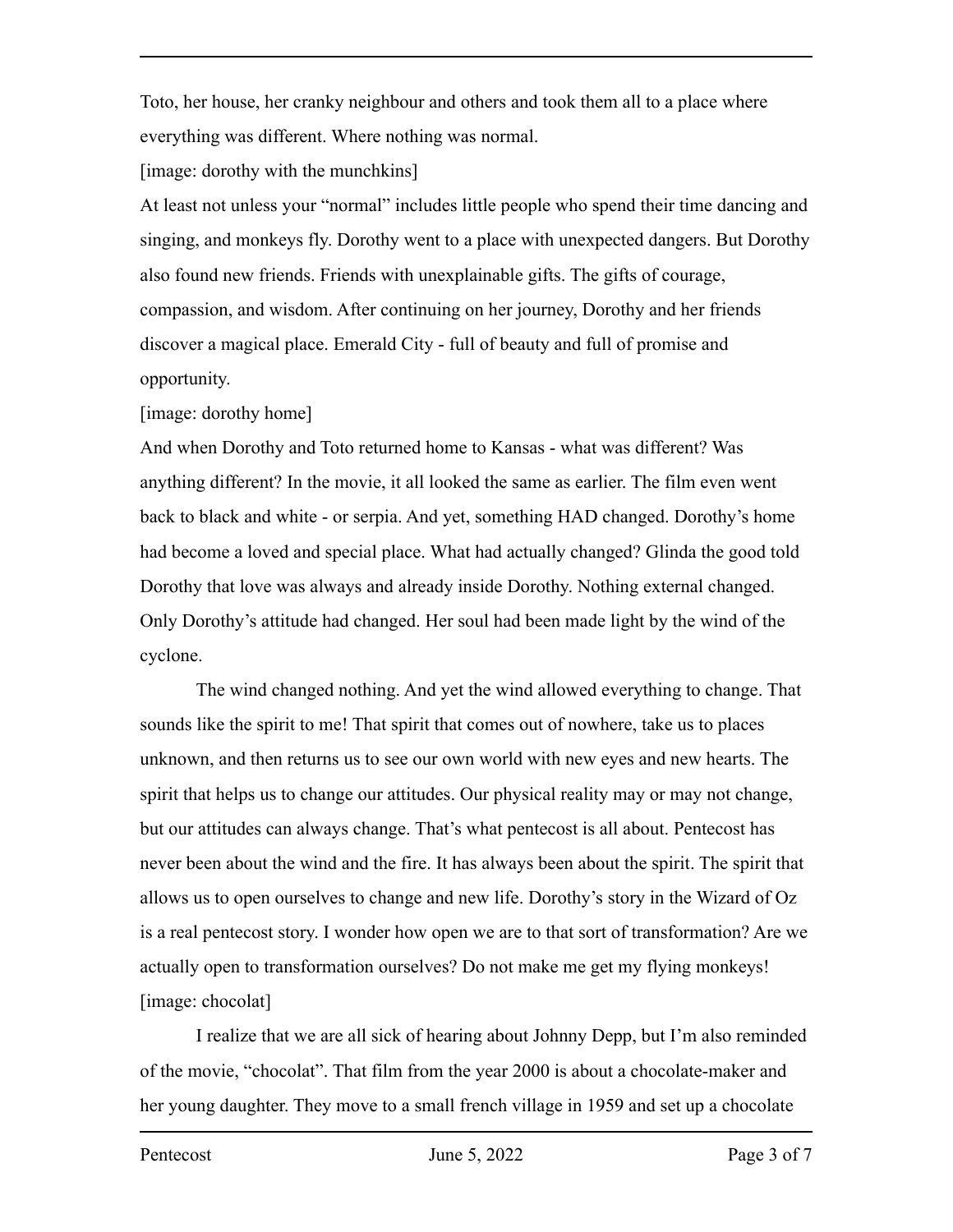Toto, her house, her cranky neighbour and others and took them all to a place where everything was different. Where nothing was normal.

[image: dorothy with the munchkins]

At least not unless your "normal" includes little people who spend their time dancing and singing, and monkeys fly. Dorothy went to a place with unexpected dangers. But Dorothy also found new friends. Friends with unexplainable gifts. The gifts of courage, compassion, and wisdom. After continuing on her journey, Dorothy and her friends discover a magical place. Emerald City - full of beauty and full of promise and opportunity.

[image: dorothy home]

And when Dorothy and Toto returned home to Kansas - what was different? Was anything different? In the movie, it all looked the same as earlier. The film even went back to black and white - or serpia. And yet, something HAD changed. Dorothy's home had become a loved and special place. What had actually changed? Glinda the good told Dorothy that love was always and already inside Dorothy. Nothing external changed. Only Dorothy's attitude had changed. Her soul had been made light by the wind of the cyclone.

The wind changed nothing. And yet the wind allowed everything to change. That sounds like the spirit to me! That spirit that comes out of nowhere, take us to places unknown, and then returns us to see our own world with new eyes and new hearts. The spirit that helps us to change our attitudes. Our physical reality may or may not change, but our attitudes can always change. That's what pentecost is all about. Pentecost has never been about the wind and the fire. It has always been about the spirit. The spirit that allows us to open ourselves to change and new life. Dorothy's story in the Wizard of Oz is a real pentecost story. I wonder how open we are to that sort of transformation? Are we actually open to transformation ourselves? Do not make me get my flying monkeys!

[image: chocolat]

I realize that we are all sick of hearing about Johnny Depp, but I'm also reminded of the movie, "chocolat". That film from the year 2000 is about a chocolate-maker and her young daughter. They move to a small french village in 1959 and set up a chocolate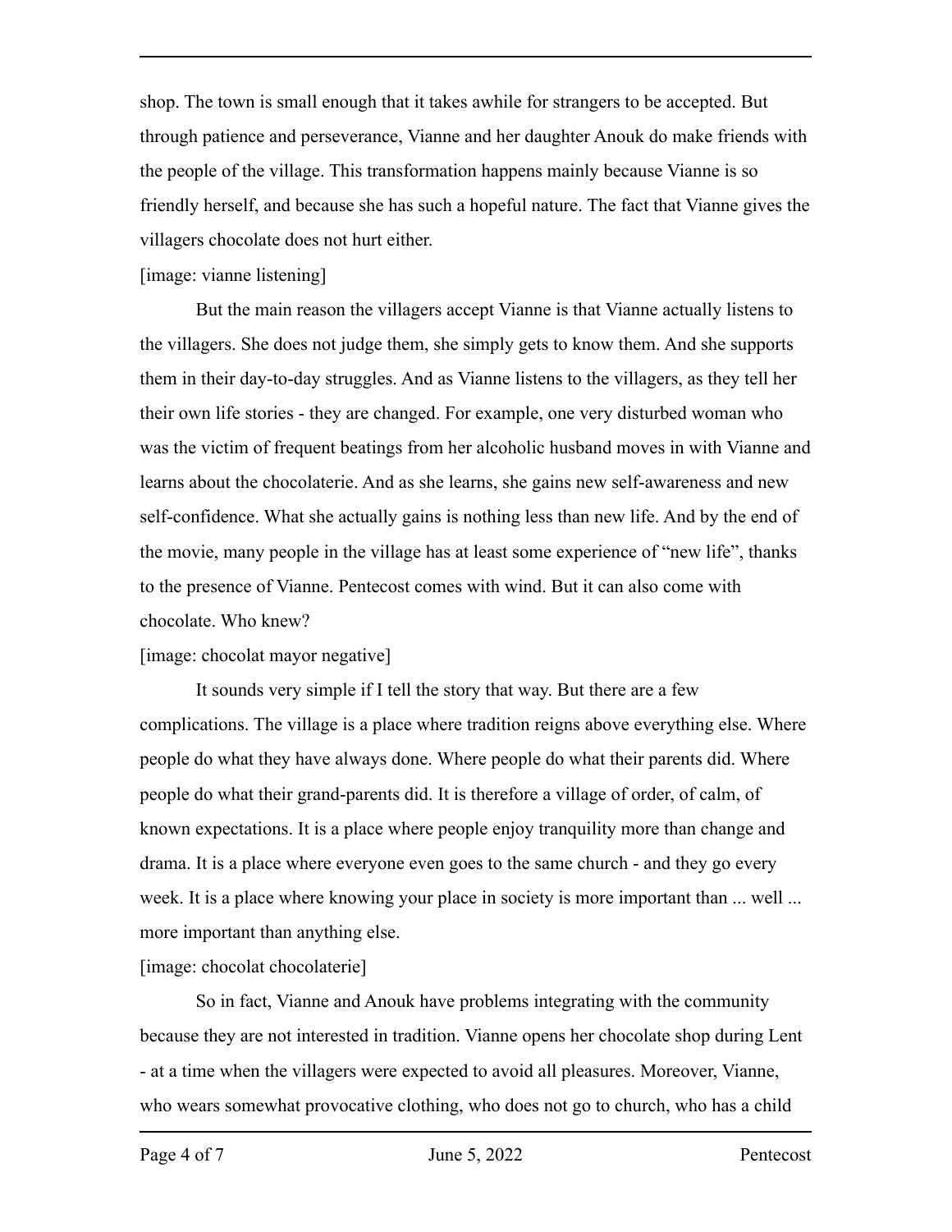shop. The town is small enough that it takes awhile for strangers to be accepted. But through patience and perseverance, Vianne and her daughter Anouk do make friends with the people of the village. This transformation happens mainly because Vianne is so friendly herself, and because she has such a hopeful nature. The fact that Vianne gives the villagers chocolate does not hurt either.

[image: vianne listening]

But the main reason the villagers accept Vianne is that Vianne actually listens to the villagers. She does not judge them, she simply gets to know them. And she supports them in their day-to-day struggles. And as Vianne listens to the villagers, as they tell her their own life stories - they are changed. For example, one very disturbed woman who was the victim of frequent beatings from her alcoholic husband moves in with Vianne and learns about the chocolaterie. And as she learns, she gains new self-awareness and new self-confidence. What she actually gains is nothing less than new life. And by the end of the movie, many people in the village has at least some experience of "new life", thanks to the presence of Vianne. Pentecost comes with wind. But it can also come with chocolate. Who knew?

[image: chocolat mayor negative]

It sounds very simple if I tell the story that way. But there are a few complications. The village is a place where tradition reigns above everything else. Where people do what they have always done. Where people do what their parents did. Where people do what their grand-parents did. It is therefore a village of order, of calm, of known expectations. It is a place where people enjoy tranquility more than change and drama. It is a place where everyone even goes to the same church - and they go every week. It is a place where knowing your place in society is more important than ... well ... more important than anything else.

[image: chocolat chocolaterie]

So in fact, Vianne and Anouk have problems integrating with the community because they are not interested in tradition. Vianne opens her chocolate shop during Lent - at a time when the villagers were expected to avoid all pleasures. Moreover, Vianne, who wears somewhat provocative clothing, who does not go to church, who has a child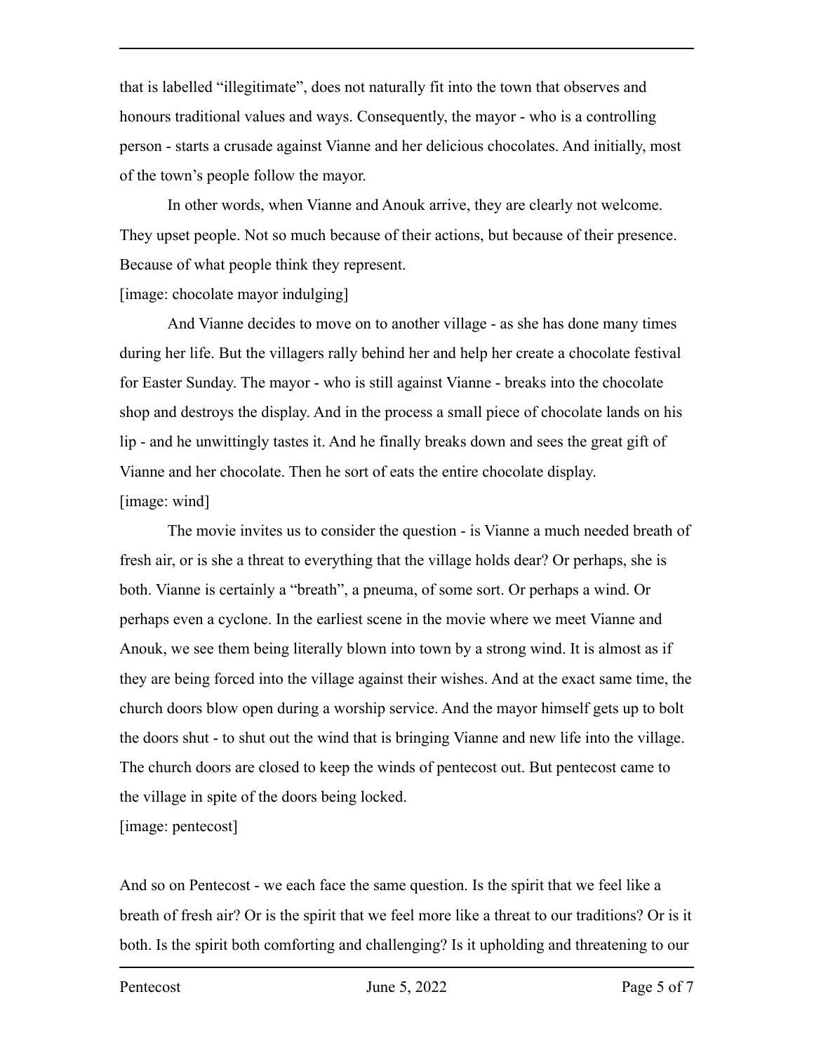that is labelled “illegitimate”, does not naturally fit into the town that observes and honours traditional values and ways. Consequently, the mayor - who is a controlling person - starts a crusade against Vianne and her delicious chocolates. And initially, most of the town’s people follow the mayor.

In other words, when Vianne and Anouk arrive, they are clearly not welcome. They upset people. Not so much because of their actions, but because of their presence. Because of what people think they represent.

[image: chocolate mayor indulging]

And Vianne decides to move on to another village - as she has done many times during her life. But the villagers rally behind her and help her create a chocolate festival for Easter Sunday. The mayor - who is still against Vianne - breaks into the chocolate shop and destroys the display. And in the process a small piece of chocolate lands on his lip - and he unwittingly tastes it. And he finally breaks down and sees the great gift of Vianne and her chocolate. Then he sort of eats the entire chocolate display.

[image: wind]

The movie invites us to consider the question - is Vianne a much needed breath of fresh air, or is she a threat to everything that the village holds dear? Or perhaps, she is both. Vianne is certainly a “breath”, a pneuma, of some sort. Or perhaps a wind. Or perhaps even a cyclone. In the earliest scene in the movie where we meet Vianne and Anouk, we see them being literally blown into town by a strong wind. It is almost as if they are being forced into the village against their wishes. And at the exact same time, the church doors blow open during a worship service. And the mayor himself gets up to bolt the doors shut - to shut out the wind that is bringing Vianne and new life into the village. The church doors are closed to keep the winds of pentecost out. But pentecost came to the village in spite of the doors being locked.

[image: pentecost]

And so on Pentecost - we each face the same question. Is the spirit that we feel like a breath of fresh air? Or is the spirit that we feel more like a threat to our traditions? Or is it both. Is the spirit both comforting and challenging? Is it upholding and threatening to our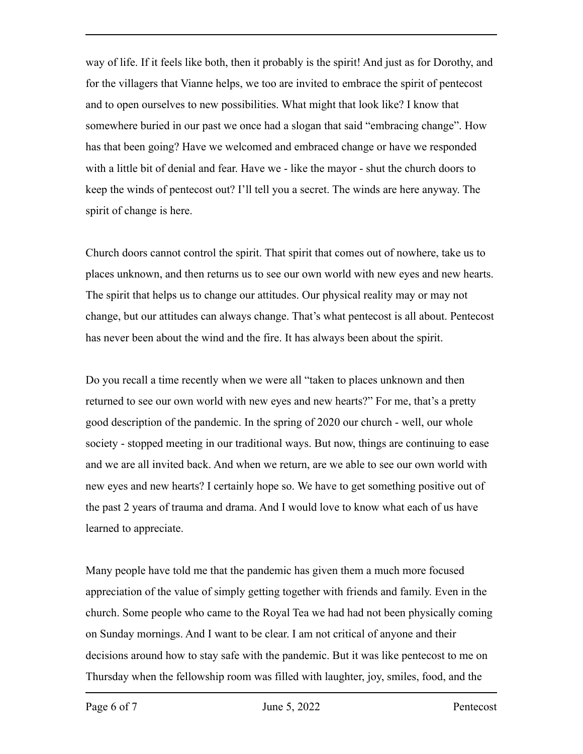way of life. If it feels like both, then it probably is the spirit! And just as for Dorothy, and for the villagers that Vianne helps, we too are invited to embrace the spirit of pentecost and to open ourselves to new possibilities. What might that look like? I know that somewhere buried in our past we once had a slogan that said "embracing change". How has that been going? Have we welcomed and embraced change or have we responded with a little bit of denial and fear. Have we - like the mayor - shut the church doors to keep the winds of pentecost out? I'll tell you a secret. The winds are here anyway. The spirit of change is here.

Church doors cannot control the spirit. That spirit that comes out of nowhere, take us to places unknown, and then returns us to see our own world with new eyes and new hearts. The spirit that helps us to change our attitudes. Our physical reality may or may not change, but our attitudes can always change. That's what pentecost is all about. Pentecost has never been about the wind and the fire. It has always been about the spirit.

Do you recall a time recently when we were all "taken to places unknown and then returned to see our own world with new eyes and new hearts?" For me, that's a pretty good description of the pandemic. In the spring of 2020 our church - well, our whole society - stopped meeting in our traditional ways. But now, things are continuing to ease and we are all invited back. And when we return, are we able to see our own world with new eyes and new hearts? I certainly hope so. We have to get something positive out of the past 2 years of trauma and drama. And I would love to know what each of us have learned to appreciate.

Many people have told me that the pandemic has given them a much more focused appreciation of the value of simply getting together with friends and family. Even in the church. Some people who came to the Royal Tea we had had not been physically coming on Sunday mornings. And I want to be clear. I am not critical of anyone and their decisions around how to stay safe with the pandemic. But it was like pentecost to me on Thursday when the fellowship room was filled with laughter, joy, smiles, food, and the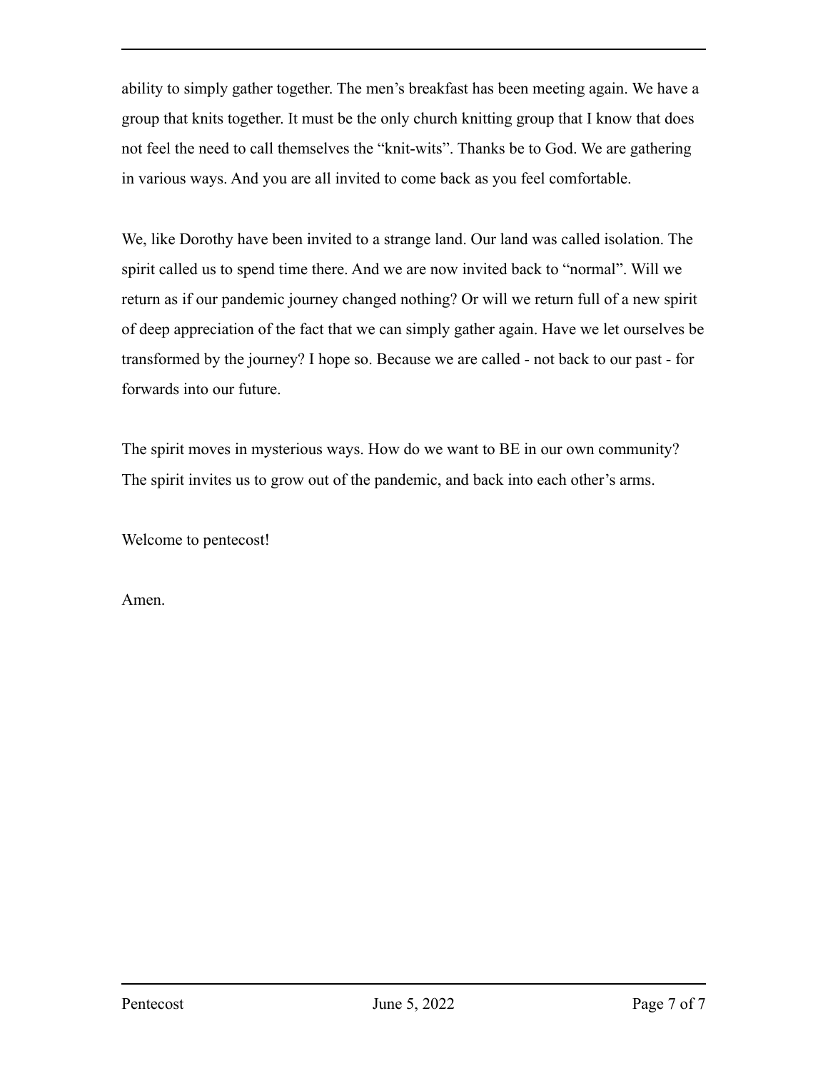ability to simply gather together. The men's breakfast has been meeting again. We have a group that knits together. It must be the only church knitting group that I know that does not feel the need to call themselves the "knit-wits". Thanks be to God. We are gathering in various ways. And you are all invited to come back as you feel comfortable.

We, like Dorothy have been invited to a strange land. Our land was called isolation. The spirit called us to spend time there. And we are now invited back to "normal". Will we return as if our pandemic journey changed nothing? Or will we return full of a new spirit of deep appreciation of the fact that we can simply gather again. Have we let ourselves be transformed by the journey? I hope so. Because we are called - not back to our past - for forwards into our future.

The spirit moves in mysterious ways. How do we want to BE in our own community? The spirit invites us to grow out of the pandemic, and back into each other's arms.

Welcome to pentecost!

Amen.